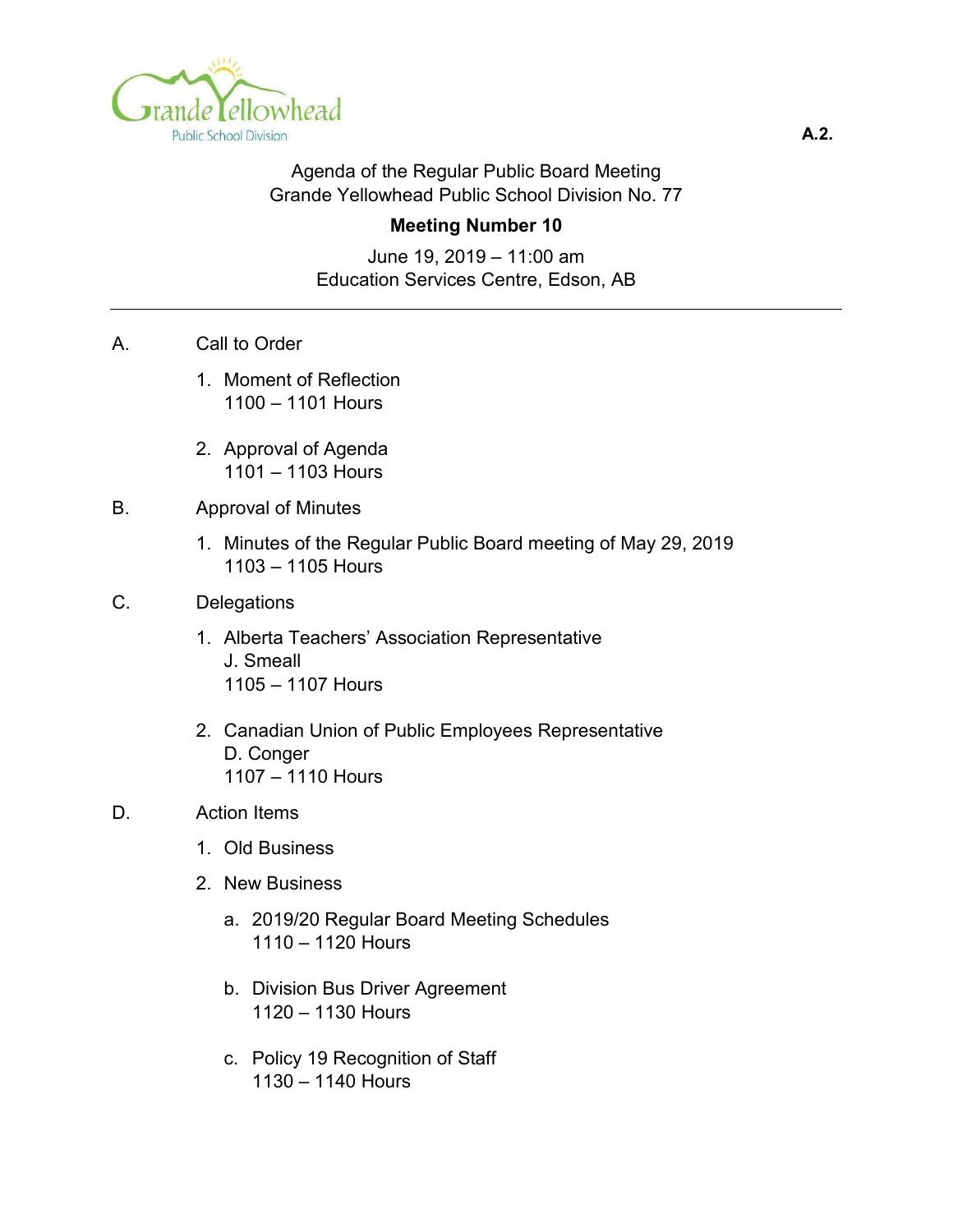Grande Yellowhead Public School Division

**A.2.**

Agenda of the Regular Public Board Meeting
Grande Yellowhead Public School Division No. 77

**Meeting Number 10**

June 19, 2019 – 11:00 am
Education Services Centre, Edson, AB

---

A. Call to Order

1. Moment of Reflection
   1100 – 1101 Hours

2. Approval of Agenda
   1101 – 1103 Hours

B. Approval of Minutes

1. Minutes of the Regular Public Board meeting of May 29, 2019
   1103 – 1105 Hours

C. Delegations

1. Alberta Teachers' Association Representative
   J. Smeall
   1105 – 1107 Hours

2. Canadian Union of Public Employees Representative
   D. Conger
   1107 – 1110 Hours

D. Action Items

1. Old Business

2. New Business

   a. 2019/20 Regular Board Meeting Schedules
      1110 – 1120 Hours

   b. Division Bus Driver Agreement
      1120 – 1130 Hours

   c. Policy 19 Recognition of Staff
      1130 – 1140 Hours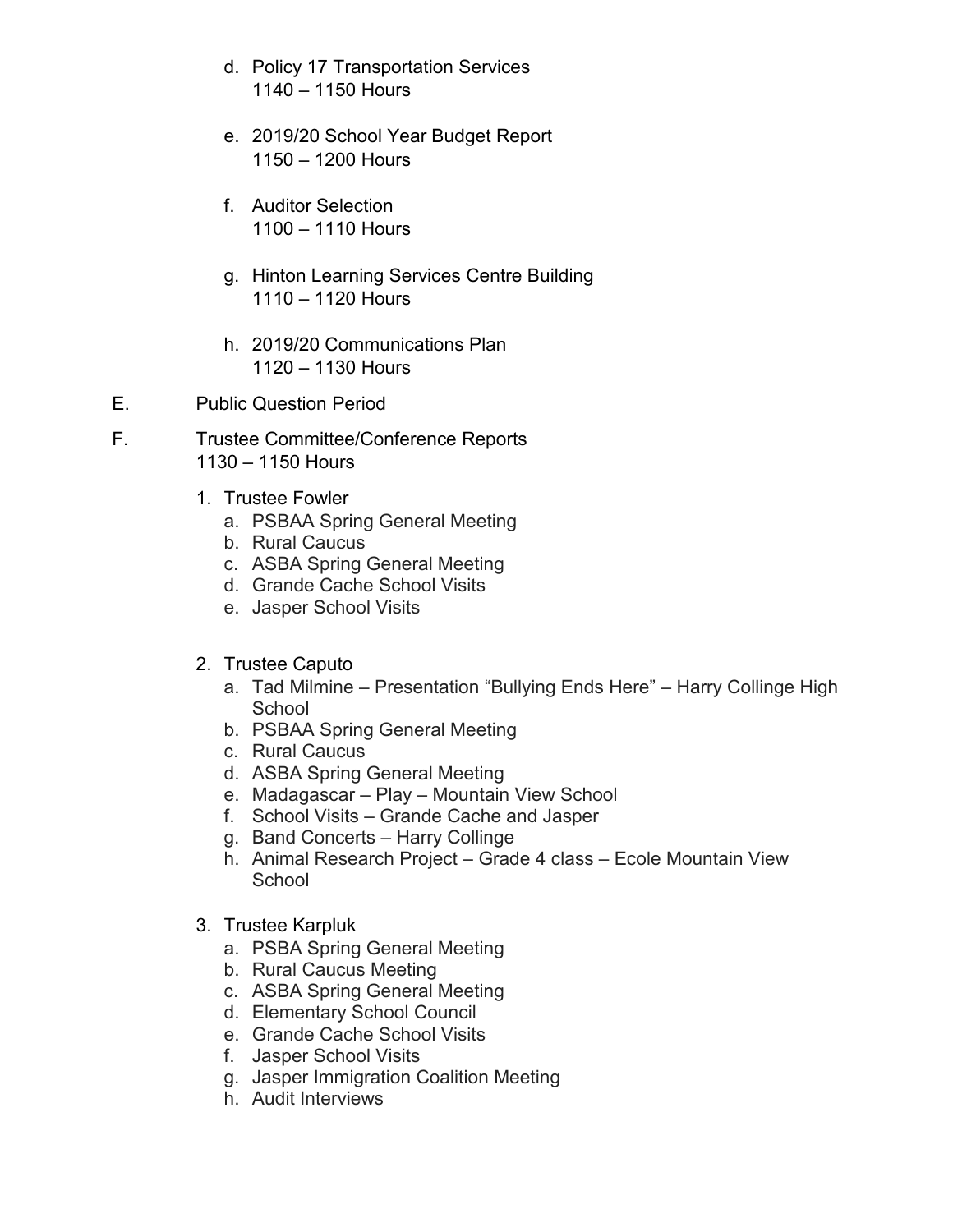d. Policy 17 Transportation Services
   1140 – 1150 Hours

e. 2019/20 School Year Budget Report
   1150 – 1200 Hours

f. Auditor Selection
   1100 – 1110 Hours

g. Hinton Learning Services Centre Building
   1110 – 1120 Hours

h. 2019/20 Communications Plan
   1120 – 1130 Hours

E. Public Question Period

F. Trustee Committee/Conference Reports
   1130 – 1150 Hours

1. Trustee Fowler
   a. PSBAA Spring General Meeting
   b. Rural Caucus
   c. ASBA Spring General Meeting
   d. Grande Cache School Visits
   e. Jasper School Visits

2. Trustee Caputo
   a. Tad Milmine – Presentation "Bullying Ends Here" – Harry Collinge High School
   b. PSBAA Spring General Meeting
   c. Rural Caucus
   d. ASBA Spring General Meeting
   e. Madagascar – Play – Mountain View School
   f. School Visits – Grande Cache and Jasper
   g. Band Concerts – Harry Collinge
   h. Animal Research Project – Grade 4 class – Ecole Mountain View School

3. Trustee Karpluk
   a. PSBA Spring General Meeting
   b. Rural Caucus Meeting
   c. ASBA Spring General Meeting
   d. Elementary School Council
   e. Grande Cache School Visits
   f. Jasper School Visits
   g. Jasper Immigration Coalition Meeting
   h. Audit Interviews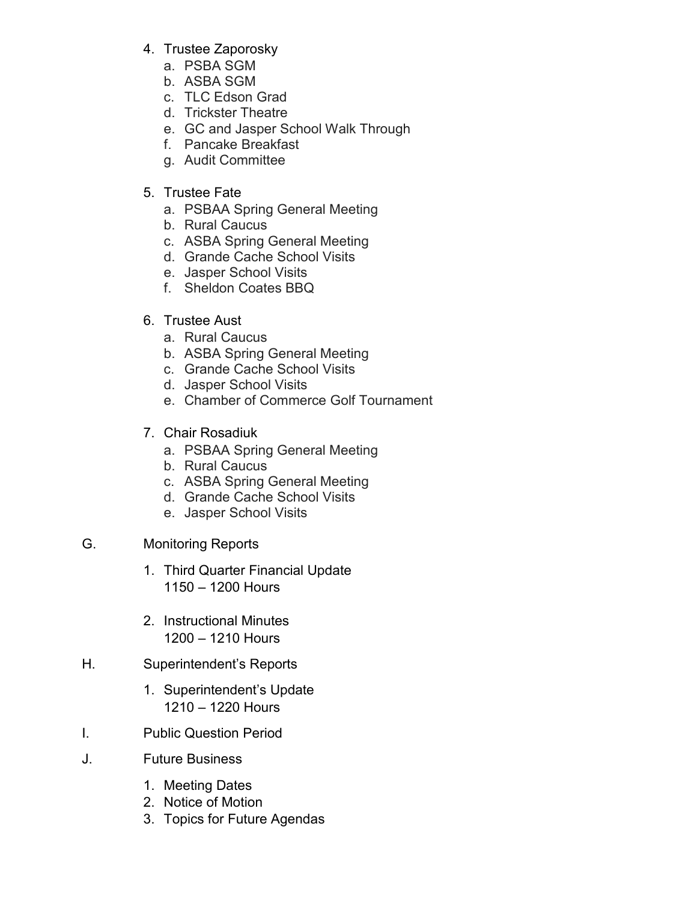4. Trustee Zaporosky
   a. PSBA SGM
   b. ASBA SGM
   c. TLC Edson Grad
   d. Trickster Theatre
   e. GC and Jasper School Walk Through
   f. Pancake Breakfast
   g. Audit Committee

5. Trustee Fate
   a. PSBAA Spring General Meeting
   b. Rural Caucus
   c. ASBA Spring General Meeting
   d. Grande Cache School Visits
   e. Jasper School Visits
   f. Sheldon Coates BBQ

6. Trustee Aust
   a. Rural Caucus
   b. ASBA Spring General Meeting
   c. Grande Cache School Visits
   d. Jasper School Visits
   e. Chamber of Commerce Golf Tournament

7. Chair Rosadiuk
   a. PSBAA Spring General Meeting
   b. Rural Caucus
   c. ASBA Spring General Meeting
   d. Grande Cache School Visits
   e. Jasper School Visits

G. Monitoring Reports

1. Third Quarter Financial Update
   1150 – 1200 Hours

2. Instructional Minutes
   1200 – 1210 Hours

H. Superintendent's Reports

1. Superintendent's Update
   1210 – 1220 Hours

I. Public Question Period

J. Future Business

1. Meeting Dates
2. Notice of Motion
3. Topics for Future Agendas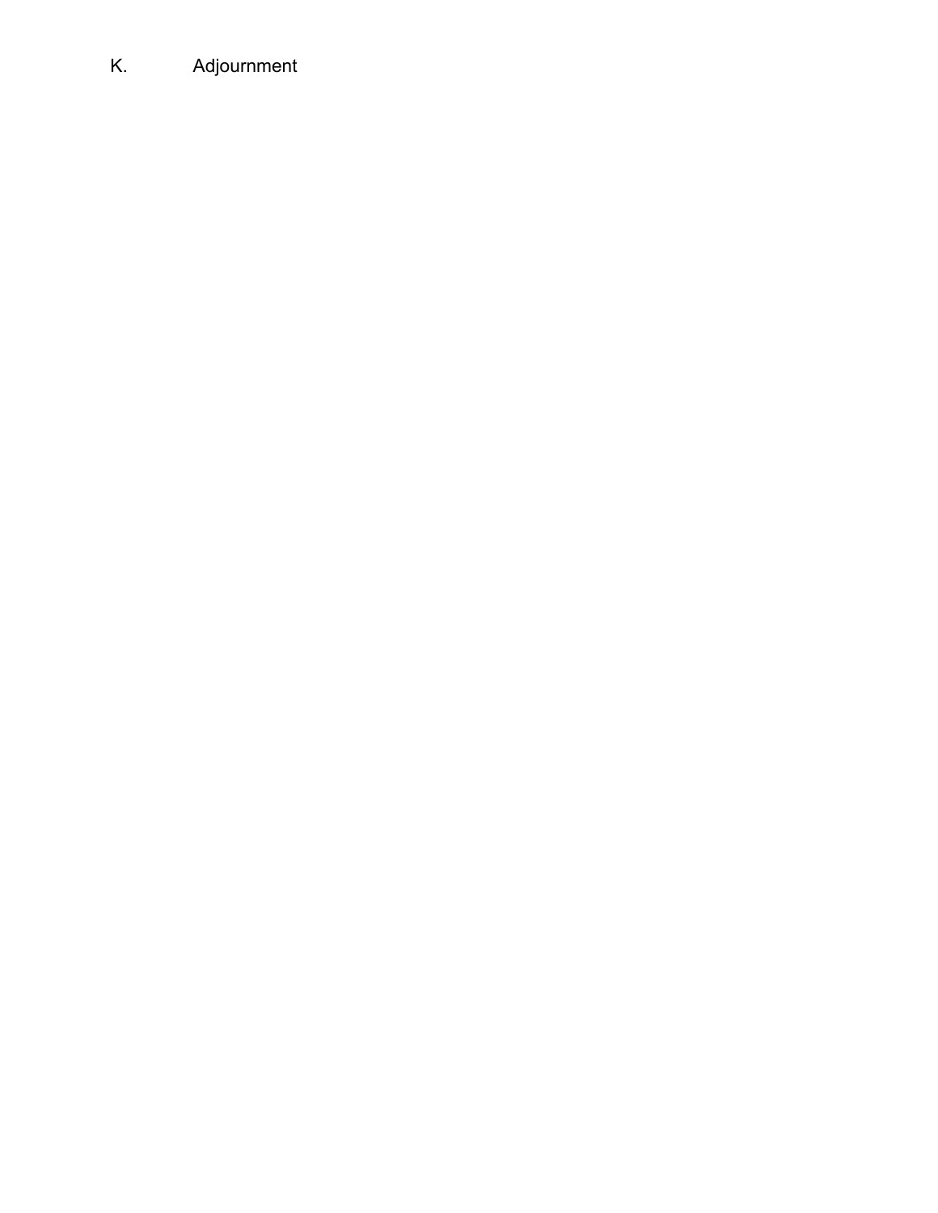K. Adjournment